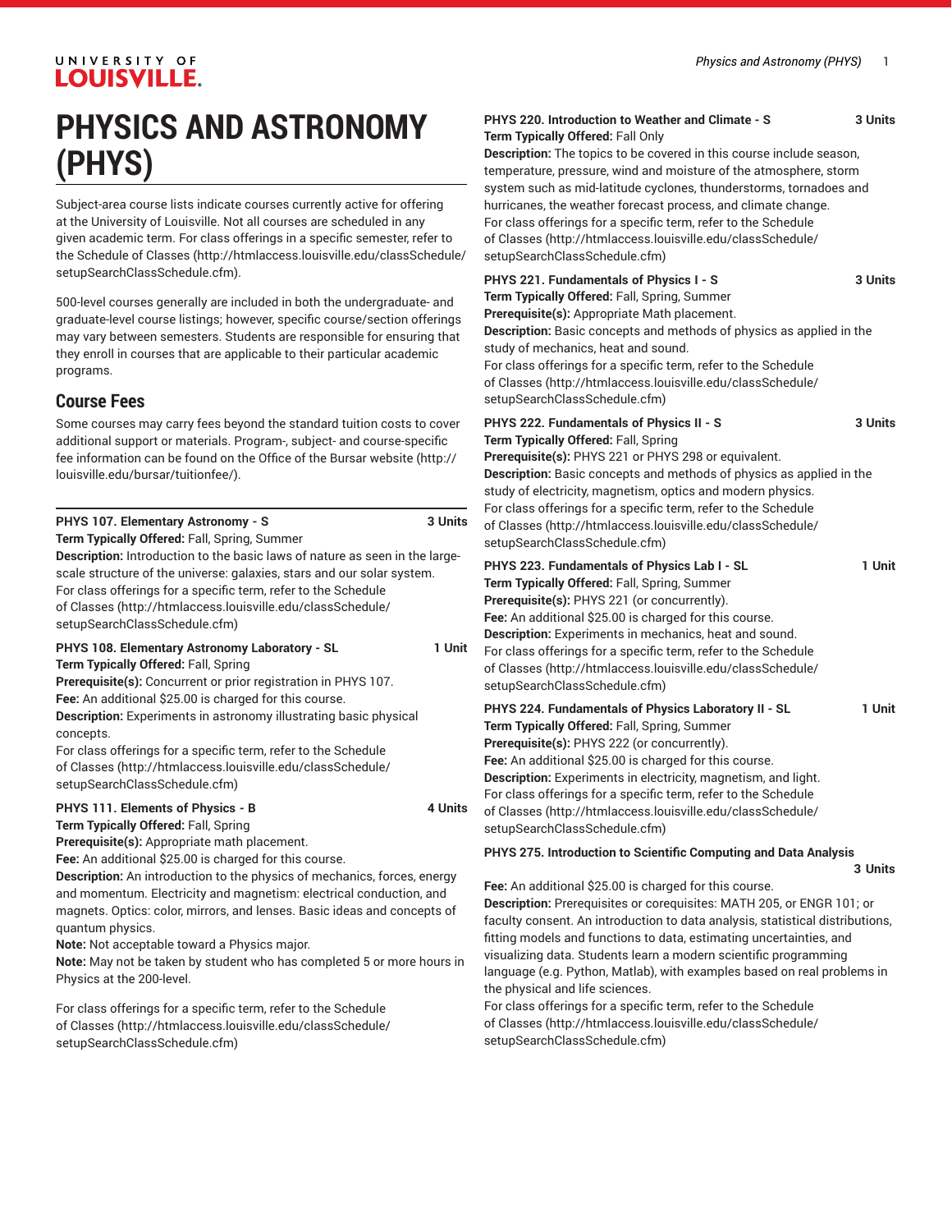# PHYSICS AND ASTRONOMY (PHYS)

Subject-area course lists indicate courses currently active for offering at the University of Louisville. Not all courses are scheduled in any given academic term. For class offerings in a specific semester, refer to the Schedule of Classes (http://htmlaccess.louisville.edu/classSchedule/setupSearchClassSchedule.cfm).

500-level courses generally are included in both the undergraduate- and graduate-level course listings; however, specific course/section offerings may vary between semesters. Students are responsible for ensuring that they enroll in courses that are applicable to their particular academic programs.

## Course Fees

Some courses may carry fees beyond the standard tuition costs to cover additional support or materials. Program-, subject- and course-specific fee information can be found on the Office of the Bursar website (http://louisville.edu/bursar/tuitionfee/).

**PHYS 107. Elementary Astronomy - S** **3 Units**
**Term Typically Offered:** Fall, Spring, Summer
**Description:** Introduction to the basic laws of nature as seen in the large-scale structure of the universe: galaxies, stars and our solar system.
For class offerings for a specific term, refer to the Schedule of Classes (http://htmlaccess.louisville.edu/classSchedule/setupSearchClassSchedule.cfm)

**PHYS 108. Elementary Astronomy Laboratory - SL** **1 Unit**
**Term Typically Offered:** Fall, Spring
**Prerequisite(s):** Concurrent or prior registration in PHYS 107.
**Fee:** An additional $25.00 is charged for this course.
**Description:** Experiments in astronomy illustrating basic physical concepts.
For class offerings for a specific term, refer to the Schedule of Classes (http://htmlaccess.louisville.edu/classSchedule/setupSearchClassSchedule.cfm)

**PHYS 111. Elements of Physics - B** **4 Units**
**Term Typically Offered:** Fall, Spring
**Prerequisite(s):** Appropriate math placement.
**Fee:** An additional $25.00 is charged for this course.
**Description:** An introduction to the physics of mechanics, forces, energy and momentum. Electricity and magnetism: electrical conduction, and magnets. Optics: color, mirrors, and lenses. Basic ideas and concepts of quantum physics.
**Note:** Not acceptable toward a Physics major.
**Note:** May not be taken by student who has completed 5 or more hours in Physics at the 200-level.

For class offerings for a specific term, refer to the Schedule of Classes (http://htmlaccess.louisville.edu/classSchedule/setupSearchClassSchedule.cfm)

**PHYS 220. Introduction to Weather and Climate - S** **3 Units**
**Term Typically Offered:** Fall Only
**Description:** The topics to be covered in this course include season, temperature, pressure, wind and moisture of the atmosphere, storm system such as mid-latitude cyclones, thunderstorms, tornadoes and hurricanes, the weather forecast process, and climate change.
For class offerings for a specific term, refer to the Schedule of Classes (http://htmlaccess.louisville.edu/classSchedule/setupSearchClassSchedule.cfm)

**PHYS 221. Fundamentals of Physics I - S** **3 Units**
**Term Typically Offered:** Fall, Spring, Summer
**Prerequisite(s):** Appropriate Math placement.
**Description:** Basic concepts and methods of physics as applied in the study of mechanics, heat and sound.
For class offerings for a specific term, refer to the Schedule of Classes (http://htmlaccess.louisville.edu/classSchedule/setupSearchClassSchedule.cfm)

**PHYS 222. Fundamentals of Physics II - S** **3 Units**
**Term Typically Offered:** Fall, Spring
**Prerequisite(s):** PHYS 221 or PHYS 298 or equivalent.
**Description:** Basic concepts and methods of physics as applied in the study of electricity, magnetism, optics and modern physics.
For class offerings for a specific term, refer to the Schedule of Classes (http://htmlaccess.louisville.edu/classSchedule/setupSearchClassSchedule.cfm)

**PHYS 223. Fundamentals of Physics Lab I - SL** **1 Unit**
**Term Typically Offered:** Fall, Spring, Summer
**Prerequisite(s):** PHYS 221 (or concurrently).
**Fee:** An additional $25.00 is charged for this course.
**Description:** Experiments in mechanics, heat and sound.
For class offerings for a specific term, refer to the Schedule of Classes (http://htmlaccess.louisville.edu/classSchedule/setupSearchClassSchedule.cfm)

**PHYS 224. Fundamentals of Physics Laboratory II - SL** **1 Unit**
**Term Typically Offered:** Fall, Spring, Summer
**Prerequisite(s):** PHYS 222 (or concurrently).
**Fee:** An additional $25.00 is charged for this course.
**Description:** Experiments in electricity, magnetism, and light.
For class offerings for a specific term, refer to the Schedule of Classes (http://htmlaccess.louisville.edu/classSchedule/setupSearchClassSchedule.cfm)

**PHYS 275. Introduction to Scientific Computing and Data Analysis** **3 Units**
**Fee:** An additional $25.00 is charged for this course.
**Description:** Prerequisites or corequisites: MATH 205, or ENGR 101; or faculty consent. An introduction to data analysis, statistical distributions, fitting models and functions to data, estimating uncertainties, and visualizing data. Students learn a modern scientific programming language (e.g. Python, Matlab), with examples based on real problems in the physical and life sciences.
For class offerings for a specific term, refer to the Schedule of Classes (http://htmlaccess.louisville.edu/classSchedule/setupSearchClassSchedule.cfm)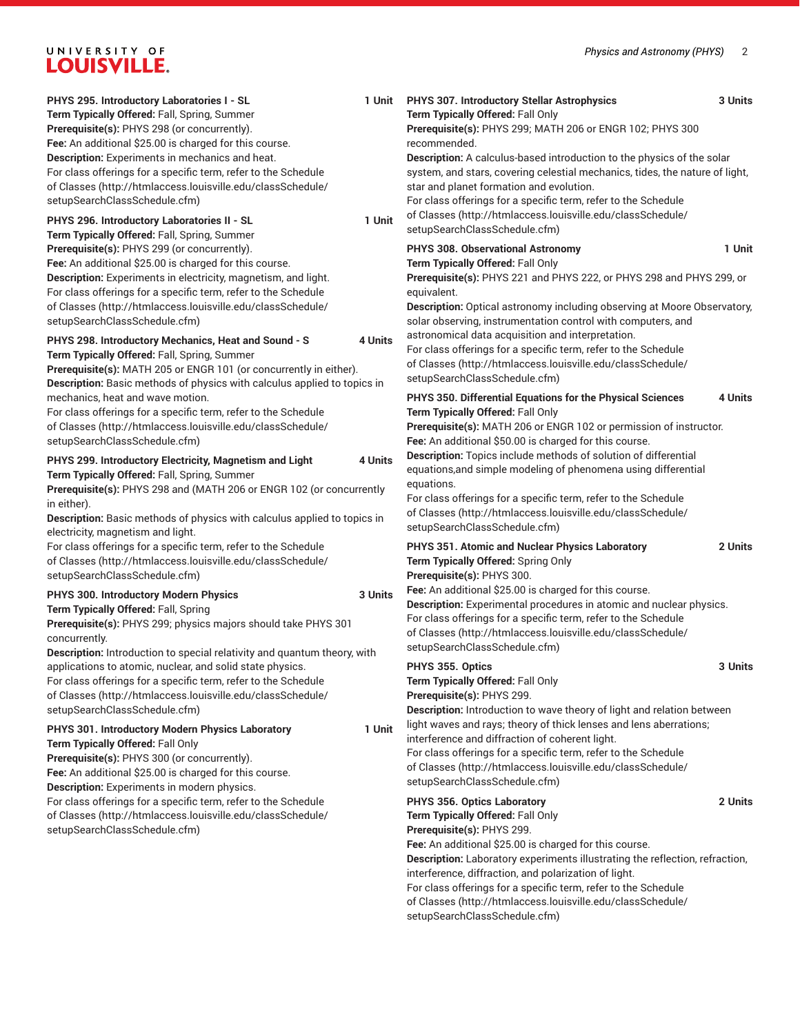**PHYS 295. Introductory Laboratories I - SL** **1 Unit**
**Term Typically Offered:** Fall, Spring, Summer
**Prerequisite(s):** PHYS 298 (or concurrently).
**Fee:** An additional $25.00 is charged for this course.
**Description:** Experiments in mechanics and heat.
For class offerings for a specific term, refer to the Schedule of Classes (http://htmlaccess.louisville.edu/classSchedule/setupSearchClassSchedule.cfm)

**PHYS 296. Introductory Laboratories II - SL** **1 Unit**
**Term Typically Offered:** Fall, Spring, Summer
**Prerequisite(s):** PHYS 299 (or concurrently).
**Fee:** An additional $25.00 is charged for this course.
**Description:** Experiments in electricity, magnetism, and light.
For class offerings for a specific term, refer to the Schedule of Classes (http://htmlaccess.louisville.edu/classSchedule/setupSearchClassSchedule.cfm)

**PHYS 298. Introductory Mechanics, Heat and Sound - S** **4 Units**
**Term Typically Offered:** Fall, Spring, Summer
**Prerequisite(s):** MATH 205 or ENGR 101 (or concurrently in either).
**Description:** Basic methods of physics with calculus applied to topics in mechanics, heat and wave motion.
For class offerings for a specific term, refer to the Schedule of Classes (http://htmlaccess.louisville.edu/classSchedule/setupSearchClassSchedule.cfm)

**PHYS 299. Introductory Electricity, Magnetism and Light** **4 Units**
**Term Typically Offered:** Fall, Spring, Summer
**Prerequisite(s):** PHYS 298 and (MATH 206 or ENGR 102 (or concurrently in either).
**Description:** Basic methods of physics with calculus applied to topics in electricity, magnetism and light.
For class offerings for a specific term, refer to the Schedule of Classes (http://htmlaccess.louisville.edu/classSchedule/setupSearchClassSchedule.cfm)

**PHYS 300. Introductory Modern Physics** **3 Units**
**Term Typically Offered:** Fall, Spring
**Prerequisite(s):** PHYS 299; physics majors should take PHYS 301 concurrently.
**Description:** Introduction to special relativity and quantum theory, with applications to atomic, nuclear, and solid state physics.
For class offerings for a specific term, refer to the Schedule of Classes (http://htmlaccess.louisville.edu/classSchedule/setupSearchClassSchedule.cfm)

**PHYS 301. Introductory Modern Physics Laboratory** **1 Unit**
**Term Typically Offered:** Fall Only
**Prerequisite(s):** PHYS 300 (or concurrently).
**Fee:** An additional $25.00 is charged for this course.
**Description:** Experiments in modern physics.
For class offerings for a specific term, refer to the Schedule of Classes (http://htmlaccess.louisville.edu/classSchedule/setupSearchClassSchedule.cfm)

**PHYS 307. Introductory Stellar Astrophysics** **3 Units**
**Term Typically Offered:** Fall Only
**Prerequisite(s):** PHYS 299; MATH 206 or ENGR 102; PHYS 300 recommended.
**Description:** A calculus-based introduction to the physics of the solar system, and stars, covering celestial mechanics, tides, the nature of light, star and planet formation and evolution.
For class offerings for a specific term, refer to the Schedule of Classes (http://htmlaccess.louisville.edu/classSchedule/setupSearchClassSchedule.cfm)

**PHYS 308. Observational Astronomy** **1 Unit**
**Term Typically Offered:** Fall Only
**Prerequisite(s):** PHYS 221 and PHYS 222, or PHYS 298 and PHYS 299, or equivalent.
**Description:** Optical astronomy including observing at Moore Observatory, solar observing, instrumentation control with computers, and astronomical data acquisition and interpretation.
For class offerings for a specific term, refer to the Schedule of Classes (http://htmlaccess.louisville.edu/classSchedule/setupSearchClassSchedule.cfm)

**PHYS 350. Differential Equations for the Physical Sciences** **4 Units**
**Term Typically Offered:** Fall Only
**Prerequisite(s):** MATH 206 or ENGR 102 or permission of instructor.
**Fee:** An additional $50.00 is charged for this course.
**Description:** Topics include methods of solution of differential equations,and simple modeling of phenomena using differential equations.
For class offerings for a specific term, refer to the Schedule of Classes (http://htmlaccess.louisville.edu/classSchedule/setupSearchClassSchedule.cfm)

**PHYS 351. Atomic and Nuclear Physics Laboratory** **2 Units**
**Term Typically Offered:** Spring Only
**Prerequisite(s):** PHYS 300.
**Fee:** An additional $25.00 is charged for this course.
**Description:** Experimental procedures in atomic and nuclear physics.
For class offerings for a specific term, refer to the Schedule of Classes (http://htmlaccess.louisville.edu/classSchedule/setupSearchClassSchedule.cfm)

**PHYS 355. Optics** **3 Units**
**Term Typically Offered:** Fall Only
**Prerequisite(s):** PHYS 299.
**Description:** Introduction to wave theory of light and relation between light waves and rays; theory of thick lenses and lens aberrations; interference and diffraction of coherent light.
For class offerings for a specific term, refer to the Schedule of Classes (http://htmlaccess.louisville.edu/classSchedule/setupSearchClassSchedule.cfm)

**PHYS 356. Optics Laboratory** **2 Units**
**Term Typically Offered:** Fall Only
**Prerequisite(s):** PHYS 299.
**Fee:** An additional $25.00 is charged for this course.
**Description:** Laboratory experiments illustrating the reflection, refraction, interference, diffraction, and polarization of light.
For class offerings for a specific term, refer to the Schedule of Classes (http://htmlaccess.louisville.edu/classSchedule/setupSearchClassSchedule.cfm)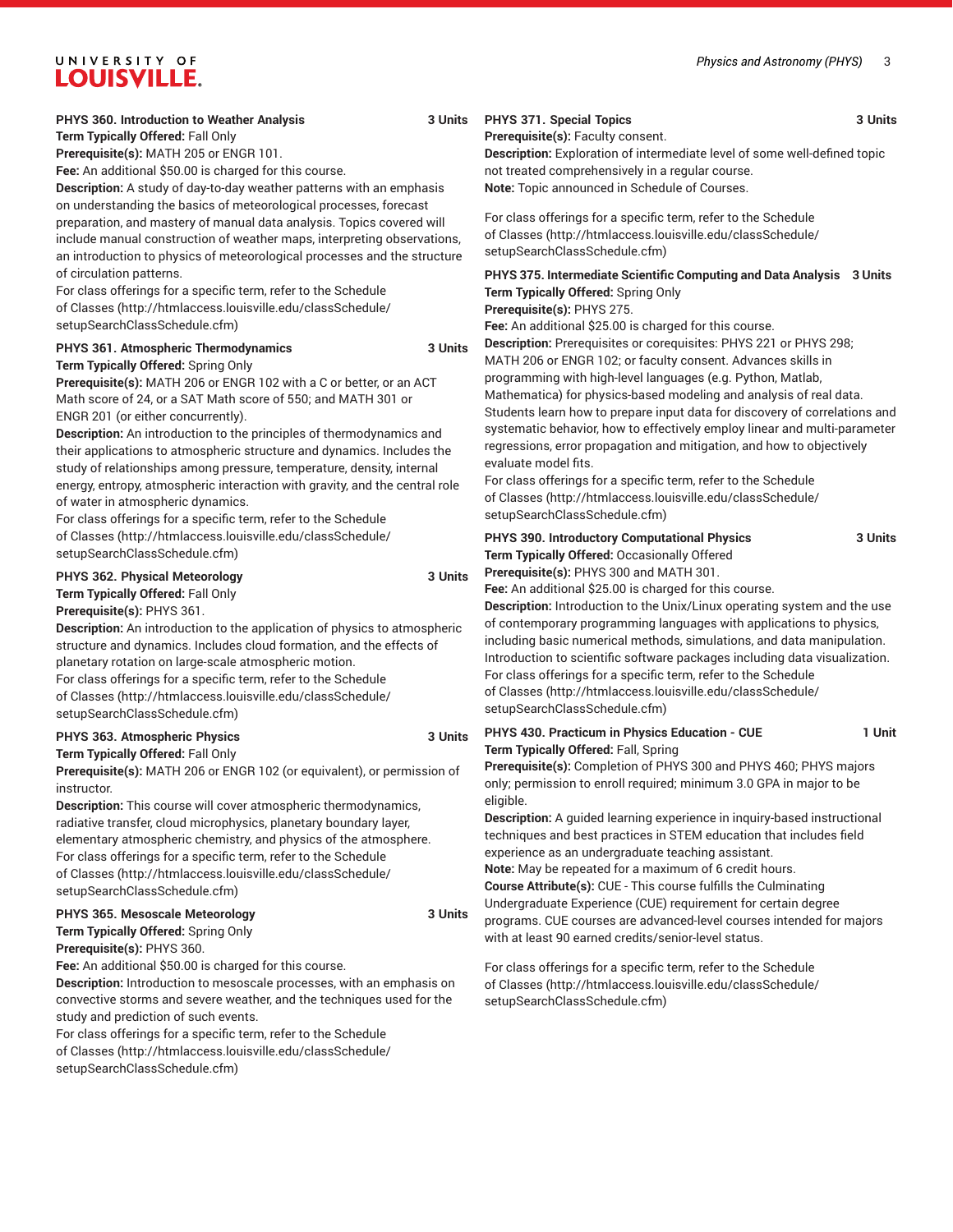**PHYS 360. Introduction to Weather Analysis 3 Units**
**Term Typically Offered:** Fall Only
**Prerequisite(s):** MATH 205 or ENGR 101.
**Fee:** An additional $50.00 is charged for this course.
**Description:** A study of day-to-day weather patterns with an emphasis on understanding the basics of meteorological processes, forecast preparation, and mastery of manual data analysis. Topics covered will include manual construction of weather maps, interpreting observations, an introduction to physics of meteorological processes and the structure of circulation patterns.
For class offerings for a specific term, refer to the Schedule of Classes (http://htmlaccess.louisville.edu/classSchedule/setupSearchClassSchedule.cfm)

**PHYS 361. Atmospheric Thermodynamics 3 Units**
**Term Typically Offered:** Spring Only
**Prerequisite(s):** MATH 206 or ENGR 102 with a C or better, or an ACT Math score of 24, or a SAT Math score of 550; and MATH 301 or ENGR 201 (or either concurrently).
**Description:** An introduction to the principles of thermodynamics and their applications to atmospheric structure and dynamics. Includes the study of relationships among pressure, temperature, density, internal energy, entropy, atmospheric interaction with gravity, and the central role of water in atmospheric dynamics.
For class offerings for a specific term, refer to the Schedule of Classes (http://htmlaccess.louisville.edu/classSchedule/setupSearchClassSchedule.cfm)

**PHYS 362. Physical Meteorology 3 Units**
**Term Typically Offered:** Fall Only
**Prerequisite(s):** PHYS 361.
**Description:** An introduction to the application of physics to atmospheric structure and dynamics. Includes cloud formation, and the effects of planetary rotation on large-scale atmospheric motion.
For class offerings for a specific term, refer to the Schedule of Classes (http://htmlaccess.louisville.edu/classSchedule/setupSearchClassSchedule.cfm)

**PHYS 363. Atmospheric Physics 3 Units**
**Term Typically Offered:** Fall Only
**Prerequisite(s):** MATH 206 or ENGR 102 (or equivalent), or permission of instructor.
**Description:** This course will cover atmospheric thermodynamics, radiative transfer, cloud microphysics, planetary boundary layer, elementary atmospheric chemistry, and physics of the atmosphere.
For class offerings for a specific term, refer to the Schedule of Classes (http://htmlaccess.louisville.edu/classSchedule/setupSearchClassSchedule.cfm)

**PHYS 365. Mesoscale Meteorology 3 Units**
**Term Typically Offered:** Spring Only
**Prerequisite(s):** PHYS 360.
**Fee:** An additional $50.00 is charged for this course.
**Description:** Introduction to mesoscale processes, with an emphasis on convective storms and severe weather, and the techniques used for the study and prediction of such events.
For class offerings for a specific term, refer to the Schedule of Classes (http://htmlaccess.louisville.edu/classSchedule/setupSearchClassSchedule.cfm)

**PHYS 371. Special Topics 3 Units**
**Prerequisite(s):** Faculty consent.
**Description:** Exploration of intermediate level of some well-defined topic not treated comprehensively in a regular course.
**Note:** Topic announced in Schedule of Courses.

For class offerings for a specific term, refer to the Schedule of Classes (http://htmlaccess.louisville.edu/classSchedule/setupSearchClassSchedule.cfm)

**PHYS 375. Intermediate Scientific Computing and Data Analysis 3 Units**
**Term Typically Offered:** Spring Only
**Prerequisite(s):** PHYS 275.
**Fee:** An additional $25.00 is charged for this course.
**Description:** Prerequisites or corequisites: PHYS 221 or PHYS 298; MATH 206 or ENGR 102; or faculty consent. Advances skills in programming with high-level languages (e.g. Python, Matlab, Mathematica) for physics-based modeling and analysis of real data. Students learn how to prepare input data for discovery of correlations and systematic behavior, how to effectively employ linear and multi-parameter regressions, error propagation and mitigation, and how to objectively evaluate model fits.
For class offerings for a specific term, refer to the Schedule of Classes (http://htmlaccess.louisville.edu/classSchedule/setupSearchClassSchedule.cfm)

**PHYS 390. Introductory Computational Physics 3 Units**
**Term Typically Offered:** Occasionally Offered
**Prerequisite(s):** PHYS 300 and MATH 301.
**Fee:** An additional $25.00 is charged for this course.
**Description:** Introduction to the Unix/Linux operating system and the use of contemporary programming languages with applications to physics, including basic numerical methods, simulations, and data manipulation. Introduction to scientific software packages including data visualization.
For class offerings for a specific term, refer to the Schedule of Classes (http://htmlaccess.louisville.edu/classSchedule/setupSearchClassSchedule.cfm)

**PHYS 430. Practicum in Physics Education - CUE 1 Unit**
**Term Typically Offered:** Fall, Spring
**Prerequisite(s):** Completion of PHYS 300 and PHYS 460; PHYS majors only; permission to enroll required; minimum 3.0 GPA in major to be eligible.
**Description:** A guided learning experience in inquiry-based instructional techniques and best practices in STEM education that includes field experience as an undergraduate teaching assistant.
**Note:** May be repeated for a maximum of 6 credit hours.
**Course Attribute(s):** CUE - This course fulfills the Culminating Undergraduate Experience (CUE) requirement for certain degree programs. CUE courses are advanced-level courses intended for majors with at least 90 earned credits/senior-level status.

For class offerings for a specific term, refer to the Schedule of Classes (http://htmlaccess.louisville.edu/classSchedule/setupSearchClassSchedule.cfm)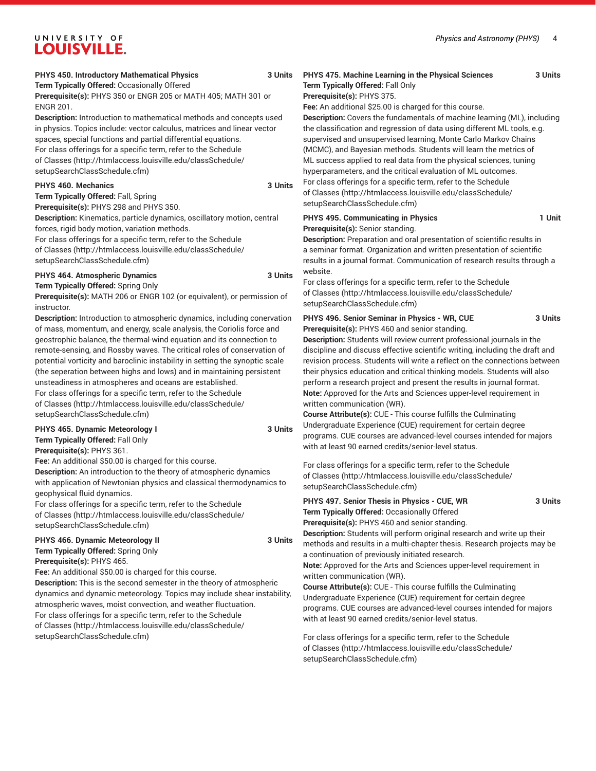**PHYS 450. Introductory Mathematical Physics** **3 Units**
**Term Typically Offered:** Occasionally Offered
**Prerequisite(s):** PHYS 350 or ENGR 205 or MATH 405; MATH 301 or ENGR 201.
**Description:** Introduction to mathematical methods and concepts used in physics. Topics include: vector calculus, matrices and linear vector spaces, special functions and partial differential equations.
For class offerings for a specific term, refer to the Schedule of Classes (http://htmlaccess.louisville.edu/classSchedule/setupSearchClassSchedule.cfm)

**PHYS 460. Mechanics** **3 Units**
**Term Typically Offered:** Fall, Spring
**Prerequisite(s):** PHYS 298 and PHYS 350.
**Description:** Kinematics, particle dynamics, oscillatory motion, central forces, rigid body motion, variation methods.
For class offerings for a specific term, refer to the Schedule of Classes (http://htmlaccess.louisville.edu/classSchedule/setupSearchClassSchedule.cfm)

**PHYS 464. Atmospheric Dynamics** **3 Units**
**Term Typically Offered:** Spring Only
**Prerequisite(s):** MATH 206 or ENGR 102 (or equivalent), or permission of instructor.
**Description:** Introduction to atmospheric dynamics, including conervation of mass, momentum, and energy, scale analysis, the Coriolis force and geostrophic balance, the thermal-wind equation and its connection to remote-sensing, and Rossby waves. The critical roles of conservation of potential vorticity and baroclinic instability in setting the synoptic scale (the seperation between highs and lows) and in maintaining persistent unsteadiness in atmospheres and oceans are established.
For class offerings for a specific term, refer to the Schedule of Classes (http://htmlaccess.louisville.edu/classSchedule/setupSearchClassSchedule.cfm)

**PHYS 465. Dynamic Meteorology I** **3 Units**
**Term Typically Offered:** Fall Only
**Prerequisite(s):** PHYS 361.
**Fee:** An additional $50.00 is charged for this course.
**Description:** An introduction to the theory of atmospheric dynamics with application of Newtonian physics and classical thermodynamics to geophysical fluid dynamics.
For class offerings for a specific term, refer to the Schedule of Classes (http://htmlaccess.louisville.edu/classSchedule/setupSearchClassSchedule.cfm)

**PHYS 466. Dynamic Meteorology II** **3 Units**
**Term Typically Offered:** Spring Only
**Prerequisite(s):** PHYS 465.
**Fee:** An additional $50.00 is charged for this course.
**Description:** This is the second semester in the theory of atmospheric dynamics and dynamic meteorology. Topics may include shear instability, atmospheric waves, moist convection, and weather fluctuation.
For class offerings for a specific term, refer to the Schedule of Classes (http://htmlaccess.louisville.edu/classSchedule/setupSearchClassSchedule.cfm)

**PHYS 475. Machine Learning in the Physical Sciences** **3 Units**
**Term Typically Offered:** Fall Only
**Prerequisite(s):** PHYS 375.
**Fee:** An additional $25.00 is charged for this course.
**Description:** Covers the fundamentals of machine learning (ML), including the classification and regression of data using different ML tools, e.g. supervised and unsupervised learning, Monte Carlo Markov Chains (MCMC), and Bayesian methods. Students will learn the metrics of ML success applied to real data from the physical sciences, tuning hyperparameters, and the critical evaluation of ML outcomes.
For class offerings for a specific term, refer to the Schedule of Classes (http://htmlaccess.louisville.edu/classSchedule/setupSearchClassSchedule.cfm)

**PHYS 495. Communicating in Physics** **1 Unit**
**Prerequisite(s):** Senior standing.
**Description:** Preparation and oral presentation of scientific results in a seminar format. Organization and written presentation of scientific results in a journal format. Communication of research results through a website.
For class offerings for a specific term, refer to the Schedule of Classes (http://htmlaccess.louisville.edu/classSchedule/setupSearchClassSchedule.cfm)

**PHYS 496. Senior Seminar in Physics - WR, CUE** **3 Units**
**Prerequisite(s):** PHYS 460 and senior standing.
**Description:** Students will review current professional journals in the discipline and discuss effective scientific writing, including the draft and revision process. Students will write a reflect on the connections between their physics education and critical thinking models. Students will also perform a research project and present the results in journal format.
**Note:** Approved for the Arts and Sciences upper-level requirement in written communication (WR).
**Course Attribute(s):** CUE - This course fulfills the Culminating Undergraduate Experience (CUE) requirement for certain degree programs. CUE courses are advanced-level courses intended for majors with at least 90 earned credits/senior-level status.

For class offerings for a specific term, refer to the Schedule of Classes (http://htmlaccess.louisville.edu/classSchedule/setupSearchClassSchedule.cfm)

**PHYS 497. Senior Thesis in Physics - CUE, WR** **3 Units**
**Term Typically Offered:** Occasionally Offered
**Prerequisite(s):** PHYS 460 and senior standing.
**Description:** Students will perform original research and write up their methods and results in a multi-chapter thesis. Research projects may be a continuation of previously initiated research.
**Note:** Approved for the Arts and Sciences upper-level requirement in written communication (WR).
**Course Attribute(s):** CUE - This course fulfills the Culminating Undergraduate Experience (CUE) requirement for certain degree programs. CUE courses are advanced-level courses intended for majors with at least 90 earned credits/senior-level status.

For class offerings for a specific term, refer to the Schedule of Classes (http://htmlaccess.louisville.edu/classSchedule/setupSearchClassSchedule.cfm)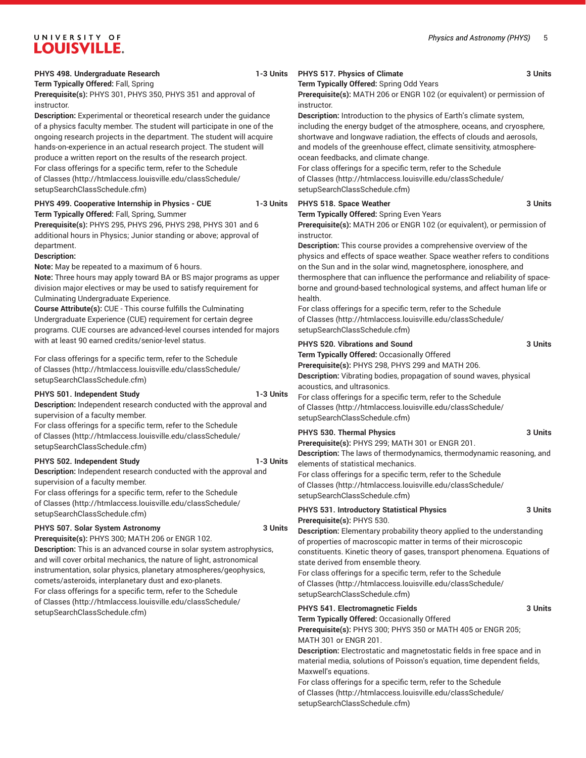**PHYS 498. Undergraduate Research 1-3 Units**

**Term Typically Offered:** Fall, Spring

**Prerequisite(s):** PHYS 301, PHYS 350, PHYS 351 and approval of instructor.

**Description:** Experimental or theoretical research under the guidance of a physics faculty member. The student will participate in one of the ongoing research projects in the department. The student will acquire hands-on-experience in an actual research project. The student will produce a written report on the results of the research project.

For class offerings for a specific term, refer to the Schedule of Classes (http://htmlaccess.louisville.edu/classSchedule/setupSearchClassSchedule.cfm)

**PHYS 499. Cooperative Internship in Physics - CUE 1-3 Units**

**Term Typically Offered:** Fall, Spring, Summer

**Prerequisite(s):** PHYS 295, PHYS 296, PHYS 298, PHYS 301 and 6 additional hours in Physics; Junior standing or above; approval of department.

**Description:**

**Note:** May be repeated to a maximum of 6 hours.

**Note:** Three hours may apply toward BA or BS major programs as upper division major electives or may be used to satisfy requirement for Culminating Undergraduate Experience.

**Course Attribute(s):** CUE - This course fulfills the Culminating Undergraduate Experience (CUE) requirement for certain degree programs. CUE courses are advanced-level courses intended for majors with at least 90 earned credits/senior-level status.

For class offerings for a specific term, refer to the Schedule of Classes (http://htmlaccess.louisville.edu/classSchedule/setupSearchClassSchedule.cfm)

**PHYS 501. Independent Study 1-3 Units**

**Description:** Independent research conducted with the approval and supervision of a faculty member.

For class offerings for a specific term, refer to the Schedule of Classes (http://htmlaccess.louisville.edu/classSchedule/setupSearchClassSchedule.cfm)

**PHYS 502. Independent Study 1-3 Units**

**Description:** Independent research conducted with the approval and supervision of a faculty member.

For class offerings for a specific term, refer to the Schedule of Classes (http://htmlaccess.louisville.edu/classSchedule/setupSearchClassSchedule.cfm)

**PHYS 507. Solar System Astronomy 3 Units**

**Prerequisite(s):** PHYS 300; MATH 206 or ENGR 102.

**Description:** This is an advanced course in solar system astrophysics, and will cover orbital mechanics, the nature of light, astronomical instrumentation, solar physics, planetary atmospheres/geophysics, comets/asteroids, interplanetary dust and exo-planets.

For class offerings for a specific term, refer to the Schedule of Classes (http://htmlaccess.louisville.edu/classSchedule/setupSearchClassSchedule.cfm)

**PHYS 517. Physics of Climate 3 Units**

**Term Typically Offered:** Spring Odd Years

**Prerequisite(s):** MATH 206 or ENGR 102 (or equivalent) or permission of instructor.

**Description:** Introduction to the physics of Earth's climate system, including the energy budget of the atmosphere, oceans, and cryosphere, shortwave and longwave radiation, the effects of clouds and aerosols, and models of the greenhouse effect, climate sensitivity, atmosphere-ocean feedbacks, and climate change.

For class offerings for a specific term, refer to the Schedule of Classes (http://htmlaccess.louisville.edu/classSchedule/setupSearchClassSchedule.cfm)

**PHYS 518. Space Weather 3 Units**

**Term Typically Offered:** Spring Even Years

**Prerequisite(s):** MATH 206 or ENGR 102 (or equivalent), or permission of instructor.

**Description:** This course provides a comprehensive overview of the physics and effects of space weather. Space weather refers to conditions on the Sun and in the solar wind, magnetosphere, ionosphere, and thermosphere that can influence the performance and reliability of space-borne and ground-based technological systems, and affect human life or health.

For class offerings for a specific term, refer to the Schedule of Classes (http://htmlaccess.louisville.edu/classSchedule/setupSearchClassSchedule.cfm)

**PHYS 520. Vibrations and Sound 3 Units**

**Term Typically Offered:** Occasionally Offered

**Prerequisite(s):** PHYS 298, PHYS 299 and MATH 206.

**Description:** Vibrating bodies, propagation of sound waves, physical acoustics, and ultrasonics.

For class offerings for a specific term, refer to the Schedule of Classes (http://htmlaccess.louisville.edu/classSchedule/setupSearchClassSchedule.cfm)

**PHYS 530. Thermal Physics 3 Units**

**Prerequisite(s):** PHYS 299; MATH 301 or ENGR 201.

**Description:** The laws of thermodynamics, thermodynamic reasoning, and elements of statistical mechanics.

For class offerings for a specific term, refer to the Schedule of Classes (http://htmlaccess.louisville.edu/classSchedule/setupSearchClassSchedule.cfm)

**PHYS 531. Introductory Statistical Physics 3 Units**

**Prerequisite(s):** PHYS 530.

**Description:** Elementary probability theory applied to the understanding of properties of macroscopic matter in terms of their microscopic constituents. Kinetic theory of gases, transport phenomena. Equations of state derived from ensemble theory.

For class offerings for a specific term, refer to the Schedule of Classes (http://htmlaccess.louisville.edu/classSchedule/setupSearchClassSchedule.cfm)

**PHYS 541. Electromagnetic Fields 3 Units**

**Term Typically Offered:** Occasionally Offered

**Prerequisite(s):** PHYS 300; PHYS 350 or MATH 405 or ENGR 205; MATH 301 or ENGR 201.

**Description:** Electrostatic and magnetostatic fields in free space and in material media, solutions of Poisson's equation, time dependent fields, Maxwell's equations.

For class offerings for a specific term, refer to the Schedule of Classes (http://htmlaccess.louisville.edu/classSchedule/setupSearchClassSchedule.cfm)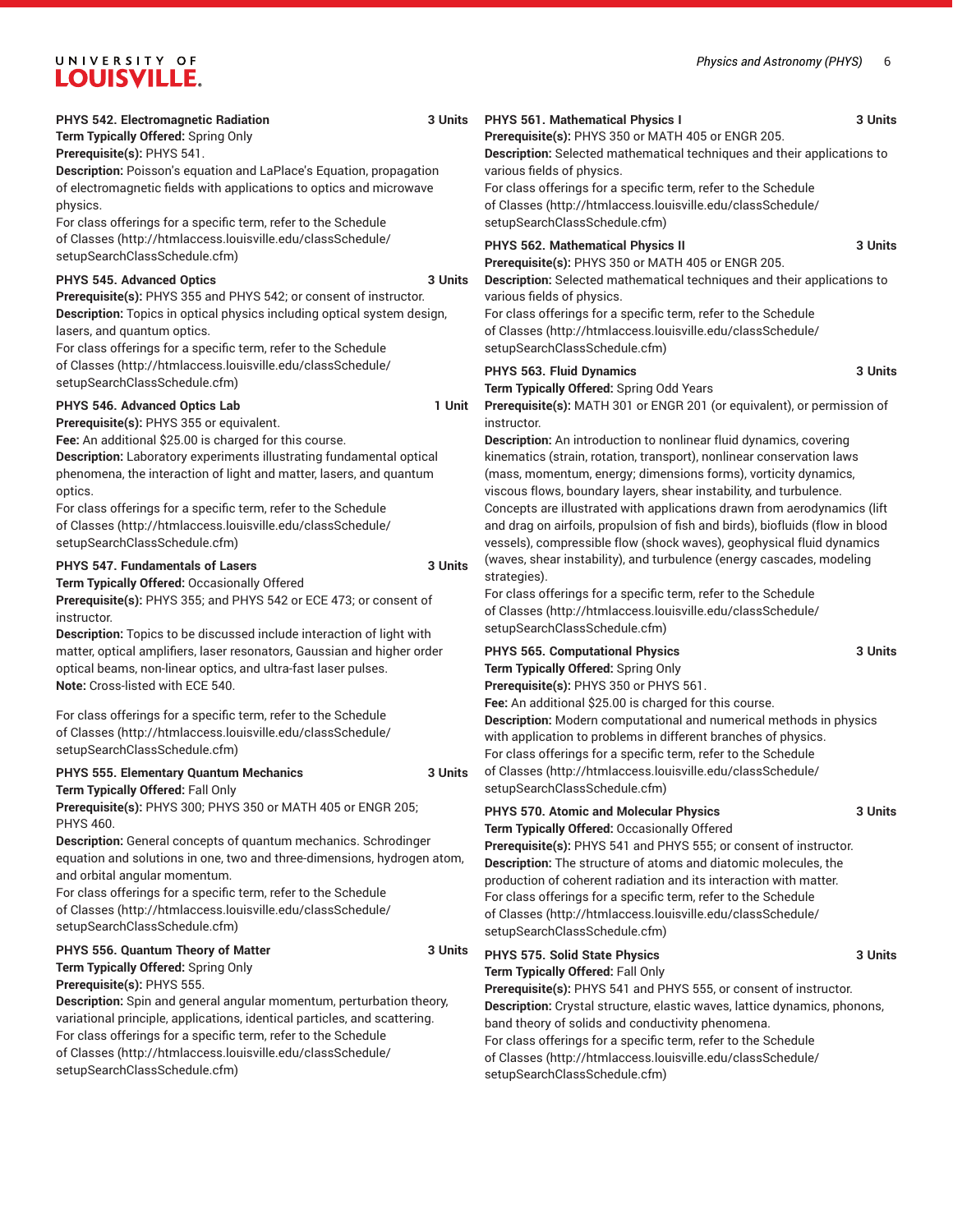**PHYS 542. Electromagnetic Radiation** 3 Units

**Term Typically Offered:** Spring Only

**Prerequisite(s):** PHYS 541.

**Description:** Poisson's equation and LaPlace's Equation, propagation of electromagnetic fields with applications to optics and microwave physics.

For class offerings for a specific term, refer to the Schedule of Classes (http://htmlaccess.louisville.edu/classSchedule/setupSearchClassSchedule.cfm)

**PHYS 545. Advanced Optics** 3 Units

**Prerequisite(s):** PHYS 355 and PHYS 542; or consent of instructor.

**Description:** Topics in optical physics including optical system design, lasers, and quantum optics.

For class offerings for a specific term, refer to the Schedule of Classes (http://htmlaccess.louisville.edu/classSchedule/setupSearchClassSchedule.cfm)

**PHYS 546. Advanced Optics Lab** 1 Unit

**Prerequisite(s):** PHYS 355 or equivalent.

**Fee:** An additional $25.00 is charged for this course.

**Description:** Laboratory experiments illustrating fundamental optical phenomena, the interaction of light and matter, lasers, and quantum optics.

For class offerings for a specific term, refer to the Schedule of Classes (http://htmlaccess.louisville.edu/classSchedule/setupSearchClassSchedule.cfm)

**PHYS 547. Fundamentals of Lasers** 3 Units

**Term Typically Offered:** Occasionally Offered

**Prerequisite(s):** PHYS 355; and PHYS 542 or ECE 473; or consent of instructor.

**Description:** Topics to be discussed include interaction of light with matter, optical amplifiers, laser resonators, Gaussian and higher order optical beams, non-linear optics, and ultra-fast laser pulses.

**Note:** Cross-listed with ECE 540.

For class offerings for a specific term, refer to the Schedule of Classes (http://htmlaccess.louisville.edu/classSchedule/setupSearchClassSchedule.cfm)

**PHYS 555. Elementary Quantum Mechanics** 3 Units

**Term Typically Offered:** Fall Only

**Prerequisite(s):** PHYS 300; PHYS 350 or MATH 405 or ENGR 205; PHYS 460.

**Description:** General concepts of quantum mechanics. Schrodinger equation and solutions in one, two and three-dimensions, hydrogen atom, and orbital angular momentum.

For class offerings for a specific term, refer to the Schedule of Classes (http://htmlaccess.louisville.edu/classSchedule/setupSearchClassSchedule.cfm)

**PHYS 556. Quantum Theory of Matter** 3 Units

**Term Typically Offered:** Spring Only

**Prerequisite(s):** PHYS 555.

**Description:** Spin and general angular momentum, perturbation theory, variational principle, applications, identical particles, and scattering.

For class offerings for a specific term, refer to the Schedule of Classes (http://htmlaccess.louisville.edu/classSchedule/setupSearchClassSchedule.cfm)

**PHYS 561. Mathematical Physics I** 3 Units

**Prerequisite(s):** PHYS 350 or MATH 405 or ENGR 205.

**Description:** Selected mathematical techniques and their applications to various fields of physics.

For class offerings for a specific term, refer to the Schedule of Classes (http://htmlaccess.louisville.edu/classSchedule/setupSearchClassSchedule.cfm)

**PHYS 562. Mathematical Physics II** 3 Units

**Prerequisite(s):** PHYS 350 or MATH 405 or ENGR 205.

**Description:** Selected mathematical techniques and their applications to various fields of physics.

For class offerings for a specific term, refer to the Schedule of Classes (http://htmlaccess.louisville.edu/classSchedule/setupSearchClassSchedule.cfm)

**PHYS 563. Fluid Dynamics** 3 Units

**Term Typically Offered:** Spring Odd Years

**Prerequisite(s):** MATH 301 or ENGR 201 (or equivalent), or permission of instructor.

**Description:** An introduction to nonlinear fluid dynamics, covering kinematics (strain, rotation, transport), nonlinear conservation laws (mass, momentum, energy; dimensions forms), vorticity dynamics, viscous flows, boundary layers, shear instability, and turbulence. Concepts are illustrated with applications drawn from aerodynamics (lift and drag on airfoils, propulsion of fish and birds), biofluids (flow in blood vessels), compressible flow (shock waves), geophysical fluid dynamics (waves, shear instability), and turbulence (energy cascades, modeling strategies).

For class offerings for a specific term, refer to the Schedule of Classes (http://htmlaccess.louisville.edu/classSchedule/setupSearchClassSchedule.cfm)

**PHYS 565. Computational Physics** 3 Units

**Term Typically Offered:** Spring Only

**Prerequisite(s):** PHYS 350 or PHYS 561.

**Fee:** An additional $25.00 is charged for this course.

**Description:** Modern computational and numerical methods in physics with application to problems in different branches of physics.

For class offerings for a specific term, refer to the Schedule of Classes (http://htmlaccess.louisville.edu/classSchedule/setupSearchClassSchedule.cfm)

**PHYS 570. Atomic and Molecular Physics** 3 Units

**Term Typically Offered:** Occasionally Offered

**Prerequisite(s):** PHYS 541 and PHYS 555; or consent of instructor.

**Description:** The structure of atoms and diatomic molecules, the production of coherent radiation and its interaction with matter.

For class offerings for a specific term, refer to the Schedule of Classes (http://htmlaccess.louisville.edu/classSchedule/setupSearchClassSchedule.cfm)

**PHYS 575. Solid State Physics** 3 Units

**Term Typically Offered:** Fall Only

**Prerequisite(s):** PHYS 541 and PHYS 555, or consent of instructor.

**Description:** Crystal structure, elastic waves, lattice dynamics, phonons, band theory of solids and conductivity phenomena.

For class offerings for a specific term, refer to the Schedule of Classes (http://htmlaccess.louisville.edu/classSchedule/setupSearchClassSchedule.cfm)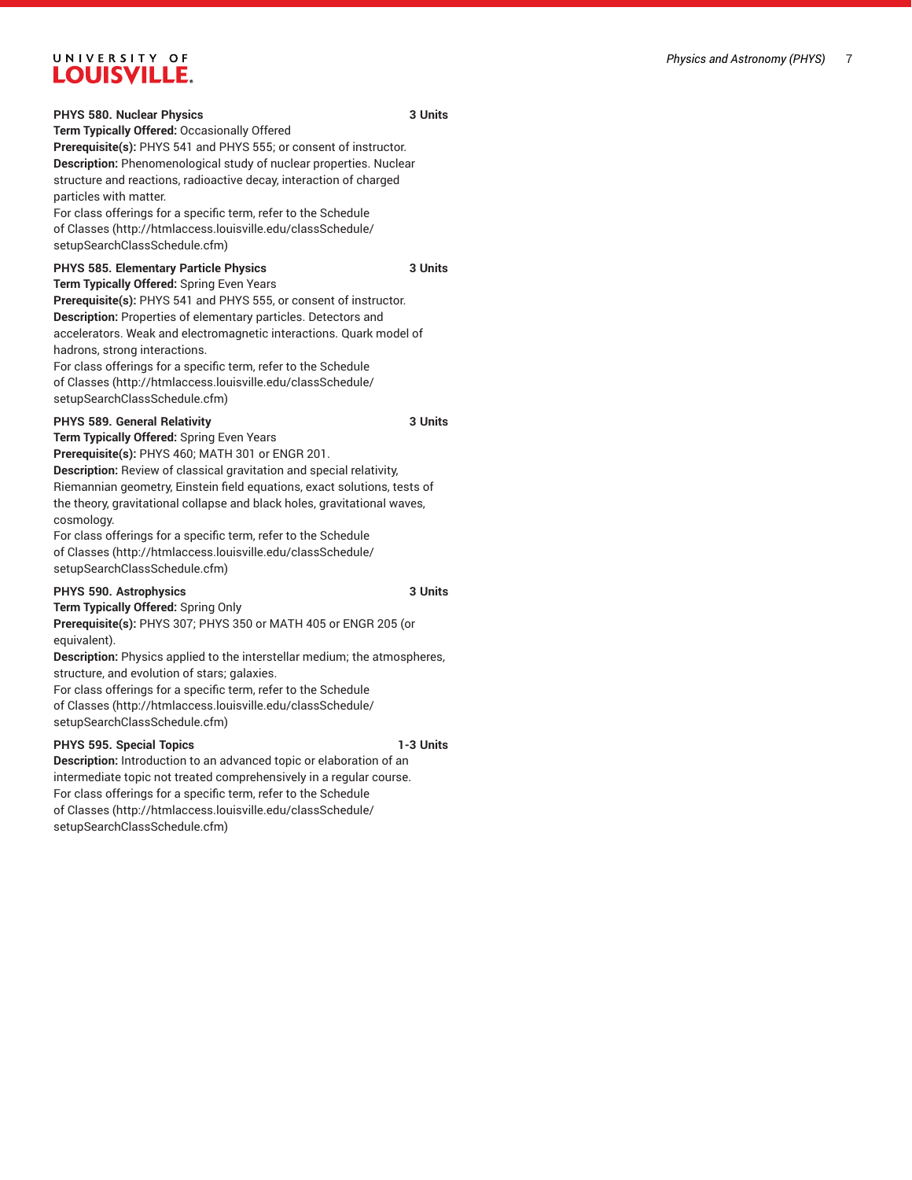**PHYS 580. Nuclear Physics** **3 Units**
**Term Typically Offered:** Occasionally Offered
**Prerequisite(s):** PHYS 541 and PHYS 555; or consent of instructor.
**Description:** Phenomenological study of nuclear properties. Nuclear structure and reactions, radioactive decay, interaction of charged particles with matter.
For class offerings for a specific term, refer to the Schedule of Classes (http://htmlaccess.louisville.edu/classSchedule/setupSearchClassSchedule.cfm)

**PHYS 585. Elementary Particle Physics** **3 Units**
**Term Typically Offered:** Spring Even Years
**Prerequisite(s):** PHYS 541 and PHYS 555, or consent of instructor.
**Description:** Properties of elementary particles. Detectors and accelerators. Weak and electromagnetic interactions. Quark model of hadrons, strong interactions.
For class offerings for a specific term, refer to the Schedule of Classes (http://htmlaccess.louisville.edu/classSchedule/setupSearchClassSchedule.cfm)

**PHYS 589. General Relativity** **3 Units**
**Term Typically Offered:** Spring Even Years
**Prerequisite(s):** PHYS 460; MATH 301 or ENGR 201.
**Description:** Review of classical gravitation and special relativity, Riemannian geometry, Einstein field equations, exact solutions, tests of the theory, gravitational collapse and black holes, gravitational waves, cosmology.
For class offerings for a specific term, refer to the Schedule of Classes (http://htmlaccess.louisville.edu/classSchedule/setupSearchClassSchedule.cfm)

**PHYS 590. Astrophysics** **3 Units**
**Term Typically Offered:** Spring Only
**Prerequisite(s):** PHYS 307; PHYS 350 or MATH 405 or ENGR 205 (or equivalent).
**Description:** Physics applied to the interstellar medium; the atmospheres, structure, and evolution of stars; galaxies.
For class offerings for a specific term, refer to the Schedule of Classes (http://htmlaccess.louisville.edu/classSchedule/setupSearchClassSchedule.cfm)

**PHYS 595. Special Topics** **1-3 Units**
**Description:** Introduction to an advanced topic or elaboration of an intermediate topic not treated comprehensively in a regular course.
For class offerings for a specific term, refer to the Schedule of Classes (http://htmlaccess.louisville.edu/classSchedule/setupSearchClassSchedule.cfm)